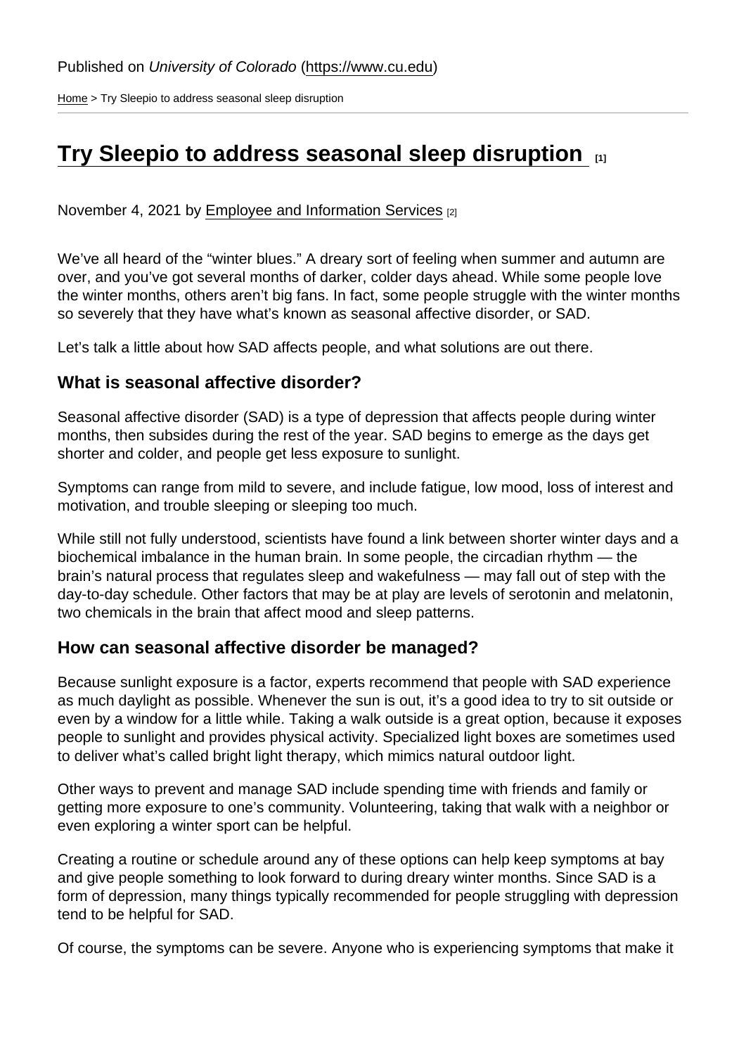Published on *University of Colorado* (https://www.cu.edu)

Home > Try Sleepio to address seasonal sleep disruption

# Try Sleepio to address seasonal sleep disruption [1]

November 4, 2021 by Employee and Information Services [2]

We've all heard of the "winter blues." A dreary sort of feeling when summer and autumn are over, and you've got several months of darker, colder days ahead. While some people love the winter months, others aren't big fans. In fact, some people struggle with the winter months so severely that they have what's known as seasonal affective disorder, or SAD.

Let's talk a little about how SAD affects people, and what solutions are out there.

## What is seasonal affective disorder?

Seasonal affective disorder (SAD) is a type of depression that affects people during winter months, then subsides during the rest of the year. SAD begins to emerge as the days get shorter and colder, and people get less exposure to sunlight.

Symptoms can range from mild to severe, and include fatigue, low mood, loss of interest and motivation, and trouble sleeping or sleeping too much.

While still not fully understood, scientists have found a link between shorter winter days and a biochemical imbalance in the human brain. In some people, the circadian rhythm — the brain's natural process that regulates sleep and wakefulness — may fall out of step with the day-to-day schedule. Other factors that may be at play are levels of serotonin and melatonin, two chemicals in the brain that affect mood and sleep patterns.

## How can seasonal affective disorder be managed?

Because sunlight exposure is a factor, experts recommend that people with SAD experience as much daylight as possible. Whenever the sun is out, it's a good idea to try to sit outside or even by a window for a little while. Taking a walk outside is a great option, because it exposes people to sunlight and provides physical activity. Specialized light boxes are sometimes used to deliver what's called bright light therapy, which mimics natural outdoor light.

Other ways to prevent and manage SAD include spending time with friends and family or getting more exposure to one's community. Volunteering, taking that walk with a neighbor or even exploring a winter sport can be helpful.

Creating a routine or schedule around any of these options can help keep symptoms at bay and give people something to look forward to during dreary winter months. Since SAD is a form of depression, many things typically recommended for people struggling with depression tend to be helpful for SAD.

Of course, the symptoms can be severe. Anyone who is experiencing symptoms that make it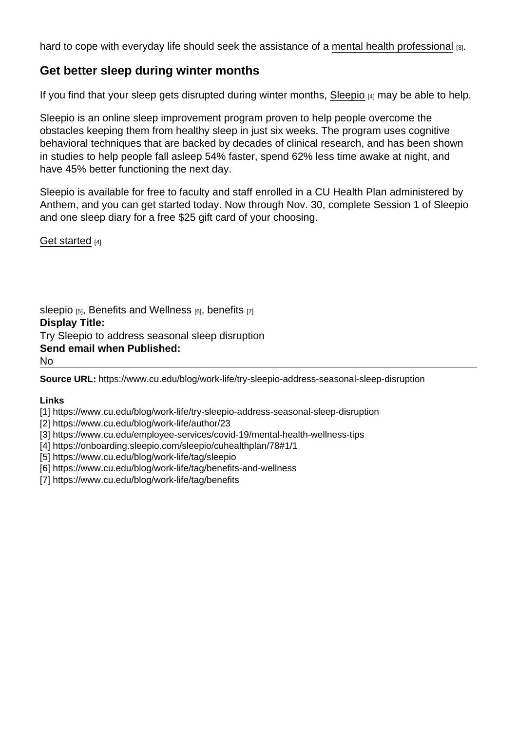hard to cope with everyday life should seek the assistance of a mental health professional [3].

## Get better sleep during winter months

If you find that your sleep gets disrupted during winter months, Sleepio [4] may be able to help.

Sleepio is an online sleep improvement program proven to help people overcome the obstacles keeping them from healthy sleep in just six weeks. The program uses cognitive behavioral techniques that are backed by decades of clinical research, and has been shown in studies to help people fall asleep 54% faster, spend 62% less time awake at night, and have 45% better functioning the next day.

Sleepio is available for free to faculty and staff enrolled in a CU Health Plan administered by Anthem, and you can get started today. Now through Nov. 30, complete Session 1 of Sleepio and one sleep diary for a free $25 gift card of your choosing.

Get started [4]

sleepio [5], Benefits and Wellness [6], benefits [7]

**Display Title:**
Try Sleepio to address seasonal sleep disruption

**Send email when Published:**
No

---

**Source URL:** https://www.cu.edu/blog/work-life/try-sleepio-address-seasonal-sleep-disruption

**Links**
[1] https://www.cu.edu/blog/work-life/try-sleepio-address-seasonal-sleep-disruption
[2] https://www.cu.edu/blog/work-life/author/23
[3] https://www.cu.edu/employee-services/covid-19/mental-health-wellness-tips
[4] https://onboarding.sleepio.com/sleepio/cuhealthplan/78#1/1
[5] https://www.cu.edu/blog/work-life/tag/sleepio
[6] https://www.cu.edu/blog/work-life/tag/benefits-and-wellness
[7] https://www.cu.edu/blog/work-life/tag/benefits